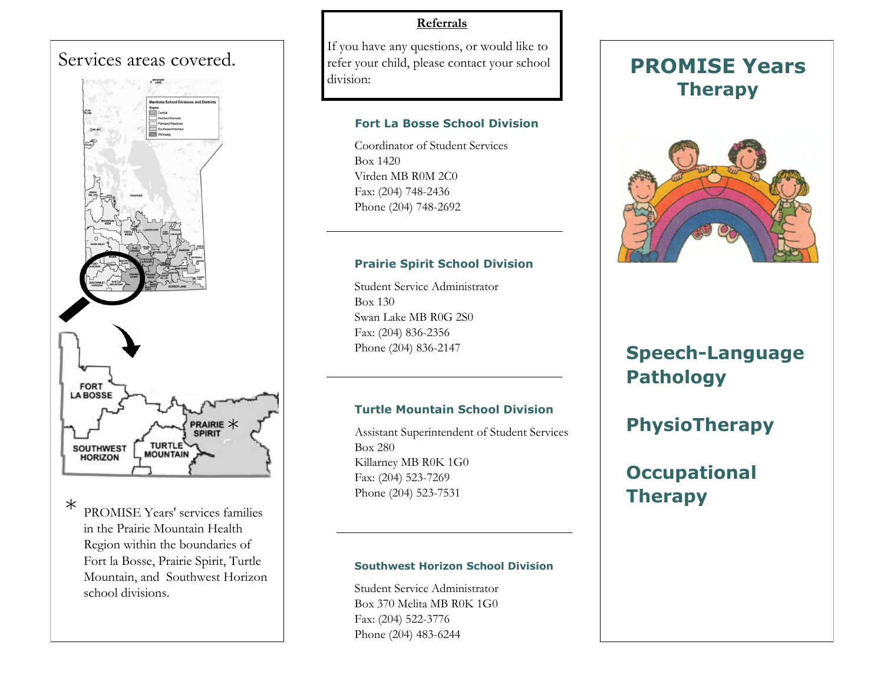## Services areas covered.

FORT LA BOSSE

PRAIRIE SPIRIT *

SOUTHWEST HORIZON

TURTLE MOUNTAIN

* PROMISE Years' services families in the Prairie Mountain Health Region within the boundaries of Fort la Bosse, Prairie Spirit, Turtle Mountain, and Southwest Horizon school divisions.

### Referrals

If you have any questions, or would like to refer your child, please contact your school division:

### Fort La Bosse School Division

Coordinator of Student Services
Box 1420
Virden MB R0M 2C0
Fax: (204) 748-2436
Phone (204) 748-2692

---

### Prairie Spirit School Division

Student Service Administrator
Box 130
Swan Lake MB R0G 2S0
Fax: (204) 836-2356
Phone (204) 836-2147

---

### Turtle Mountain School Division

Assistant Superintendent of Student Services
Box 280
Killarney MB R0K 1G0
Fax: (204) 523-7269
Phone (204) 523-7531

---

### Southwest Horizon School Division

Student Service Administrator
Box 370 Melita MB R0K 1G0
Fax: (204) 522-3776
Phone (204) 483-6244

# PROMISE Years Therapy

## Speech-Language Pathology

## PhysioTherapy

## Occupational Therapy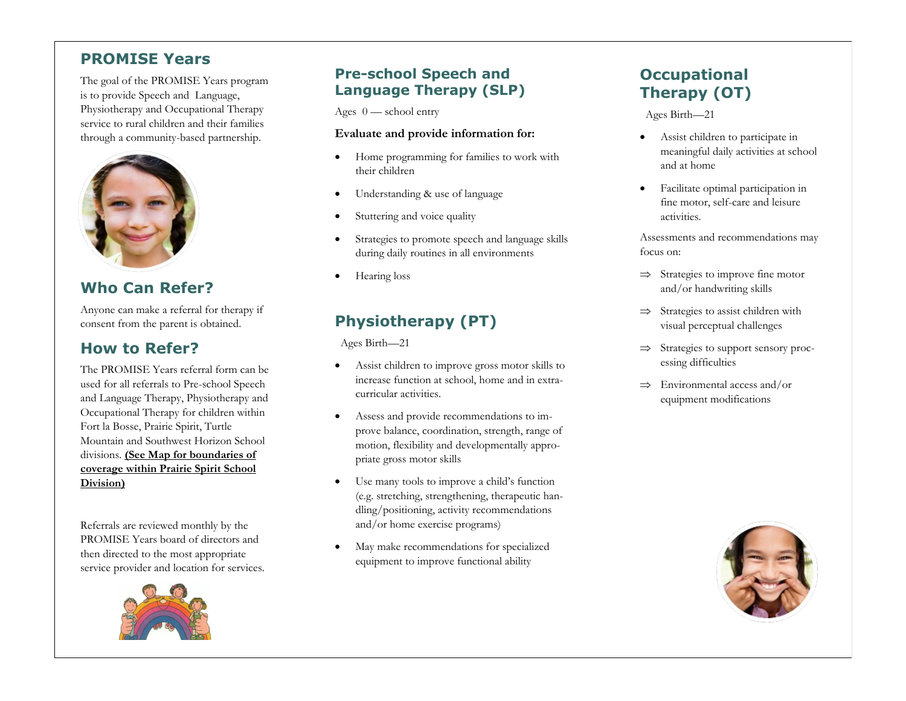## PROMISE Years

The goal of the PROMISE Years program is to provide Speech and Language, Physiotherapy and Occupational Therapy service to rural children and their families through a community-based partnership.

## Who Can Refer?

Anyone can make a referral for therapy if consent from the parent is obtained.

## How to Refer?

The PROMISE Years referral form can be used for all referrals to Pre-school Speech and Language Therapy, Physiotherapy and Occupational Therapy for children within Fort la Bosse, Prairie Spirit, Turtle Mountain and Southwest Horizon School divisions. **(See Map for boundaries of coverage within Prairie Spirit School Division)**

Referrals are reviewed monthly by the PROMISE Years board of directors and then directed to the most appropriate service provider and location for services.

## Pre-school Speech and Language Therapy (SLP)

Ages 0 — school entry

**Evaluate and provide information for:**

- Home programming for families to work with their children
- Understanding & use of language
- Stuttering and voice quality
- Strategies to promote speech and language skills during daily routines in all environments
- Hearing loss

## Physiotherapy (PT)

Ages Birth—21

- Assist children to improve gross motor skills to increase function at school, home and in extra-curricular activities.
- Assess and provide recommendations to improve balance, coordination, strength, range of motion, flexibility and developmentally appropriate gross motor skills
- Use many tools to improve a child's function (e.g. stretching, strengthening, therapeutic handling/positioning, activity recommendations and/or home exercise programs)
- May make recommendations for specialized equipment to improve functional ability

## Occupational Therapy (OT)

Ages Birth—21

- Assist children to participate in meaningful daily activities at school and at home
- Facilitate optimal participation in fine motor, self-care and leisure activities.

Assessments and recommendations may focus on:

- ⇒ Strategies to improve fine motor and/or handwriting skills
- ⇒ Strategies to assist children with visual perceptual challenges
- ⇒ Strategies to support sensory processing difficulties
- ⇒ Environmental access and/or equipment modifications